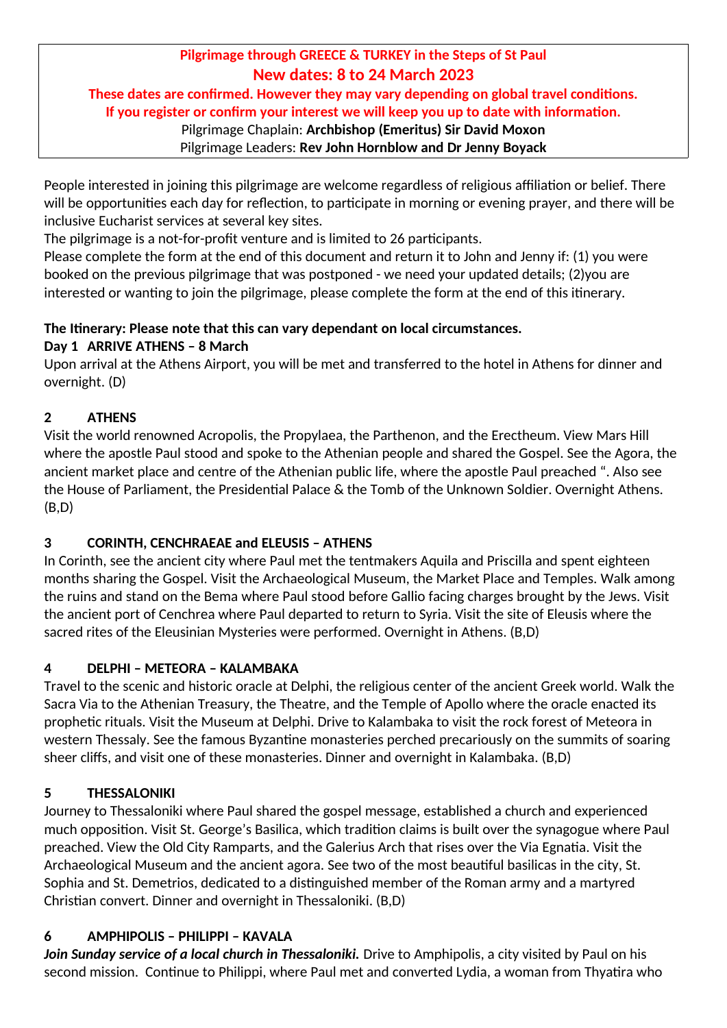**Pilgrimage through GREECE & TURKEY in the Steps of St Paul**

**New dates: 8 to 24 March 2023**

**These dates are confirmed. However they may vary depending on global travel conditions.**
**If you register or confirm your interest we will keep you up to date with information.**

Pilgrimage Chaplain: **Archbishop (Emeritus) Sir David Moxon**
Pilgrimage Leaders: **Rev John Hornblow and Dr Jenny Boyack**

People interested in joining this pilgrimage are welcome regardless of religious affiliation or belief. There will be opportunities each day for reflection, to participate in morning or evening prayer, and there will be inclusive Eucharist services at several key sites.

The pilgrimage is a not-for-profit venture and is limited to 26 participants.

Please complete the form at the end of this document and return it to John and Jenny if: (1) you were booked on the previous pilgrimage that was postponed - we need your updated details; (2)you are interested or wanting to join the pilgrimage, please complete the form at the end of this itinerary.

**The Itinerary: Please note that this can vary dependant on local circumstances.**

**Day 1 ARRIVE ATHENS – 8 March**

Upon arrival at the Athens Airport, you will be met and transferred to the hotel in Athens for dinner and overnight. (D)

**2 ATHENS**

Visit the world renowned Acropolis, the Propylaea, the Parthenon, and the Erectheum. View Mars Hill where the apostle Paul stood and spoke to the Athenian people and shared the Gospel. See the Agora, the ancient market place and centre of the Athenian public life, where the apostle Paul preached ". Also see the House of Parliament, the Presidential Palace & the Tomb of the Unknown Soldier. Overnight Athens. (B,D)

**3 CORINTH, CENCHRAEAE and ELEUSIS – ATHENS**

In Corinth, see the ancient city where Paul met the tentmakers Aquila and Priscilla and spent eighteen months sharing the Gospel. Visit the Archaeological Museum, the Market Place and Temples. Walk among the ruins and stand on the Bema where Paul stood before Gallio facing charges brought by the Jews. Visit the ancient port of Cenchrea where Paul departed to return to Syria. Visit the site of Eleusis where the sacred rites of the Eleusinian Mysteries were performed. Overnight in Athens. (B,D)

**4 DELPHI – METEORA – KALAMBAKA**

Travel to the scenic and historic oracle at Delphi, the religious center of the ancient Greek world. Walk the Sacra Via to the Athenian Treasury, the Theatre, and the Temple of Apollo where the oracle enacted its prophetic rituals. Visit the Museum at Delphi. Drive to Kalambaka to visit the rock forest of Meteora in western Thessaly. See the famous Byzantine monasteries perched precariously on the summits of soaring sheer cliffs, and visit one of these monasteries. Dinner and overnight in Kalambaka. (B,D)

**5 THESSALONIKI**

Journey to Thessaloniki where Paul shared the gospel message, established a church and experienced much opposition. Visit St. George's Basilica, which tradition claims is built over the synagogue where Paul preached. View the Old City Ramparts, and the Galerius Arch that rises over the Via Egnatia. Visit the Archaeological Museum and the ancient agora. See two of the most beautiful basilicas in the city, St. Sophia and St. Demetrios, dedicated to a distinguished member of the Roman army and a martyred Christian convert. Dinner and overnight in Thessaloniki. (B,D)

**6 AMPHIPOLIS – PHILIPPI – KAVALA**

***Join Sunday service of a local church in Thessaloniki.*** Drive to Amphipolis, a city visited by Paul on his second mission. Continue to Philippi, where Paul met and converted Lydia, a woman from Thyatira who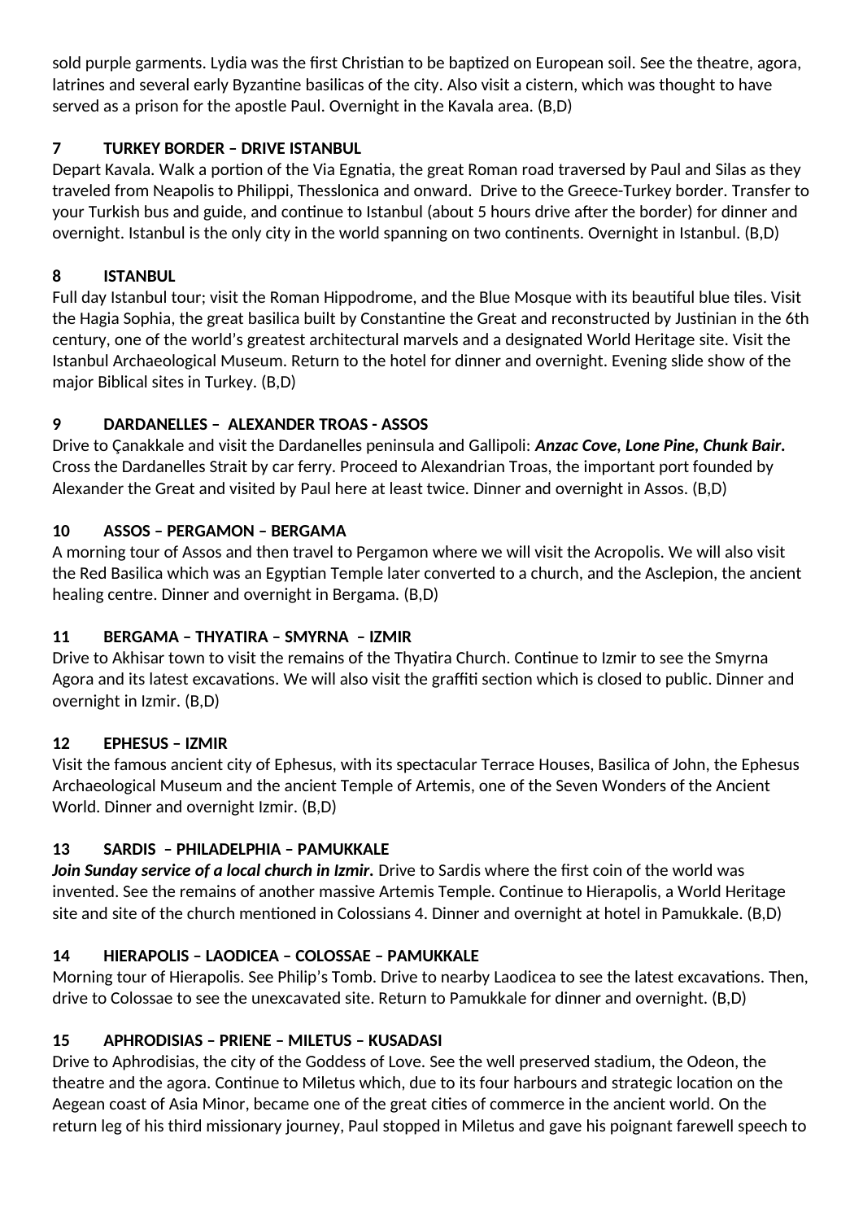sold purple garments. Lydia was the first Christian to be baptized on European soil. See the theatre, agora, latrines and several early Byzantine basilicas of the city. Also visit a cistern, which was thought to have served as a prison for the apostle Paul. Overnight in the Kavala area. (B,D)

**7 TURKEY BORDER – DRIVE ISTANBUL**

Depart Kavala. Walk a portion of the Via Egnatia, the great Roman road traversed by Paul and Silas as they traveled from Neapolis to Philippi, Thesslonica and onward. Drive to the Greece-Turkey border. Transfer to your Turkish bus and guide, and continue to Istanbul (about 5 hours drive after the border) for dinner and overnight. Istanbul is the only city in the world spanning on two continents. Overnight in Istanbul. (B,D)

**8 ISTANBUL**

Full day Istanbul tour; visit the Roman Hippodrome, and the Blue Mosque with its beautiful blue tiles. Visit the Hagia Sophia, the great basilica built by Constantine the Great and reconstructed by Justinian in the 6th century, one of the world's greatest architectural marvels and a designated World Heritage site. Visit the Istanbul Archaeological Museum. Return to the hotel for dinner and overnight. Evening slide show of the major Biblical sites in Turkey. (B,D)

**9 DARDANELLES – ALEXANDER TROAS - ASSOS**

Drive to Çanakkale and visit the Dardanelles peninsula and Gallipoli: ***Anzac Cove, Lone Pine, Chunk Bair.*** Cross the Dardanelles Strait by car ferry. Proceed to Alexandrian Troas, the important port founded by Alexander the Great and visited by Paul here at least twice. Dinner and overnight in Assos. (B,D)

**10 ASSOS – PERGAMON – BERGAMA**

A morning tour of Assos and then travel to Pergamon where we will visit the Acropolis. We will also visit the Red Basilica which was an Egyptian Temple later converted to a church, and the Asclepion, the ancient healing centre. Dinner and overnight in Bergama. (B,D)

**11 BERGAMA – THYATIRA – SMYRNA – IZMIR**

Drive to Akhisar town to visit the remains of the Thyatira Church. Continue to Izmir to see the Smyrna Agora and its latest excavations. We will also visit the graffiti section which is closed to public. Dinner and overnight in Izmir. (B,D)

**12 EPHESUS – IZMIR**

Visit the famous ancient city of Ephesus, with its spectacular Terrace Houses, Basilica of John, the Ephesus Archaeological Museum and the ancient Temple of Artemis, one of the Seven Wonders of the Ancient World. Dinner and overnight Izmir. (B,D)

**13 SARDIS – PHILADELPHIA – PAMUKKALE**

***Join Sunday service of a local church in Izmir.*** Drive to Sardis where the first coin of the world was invented. See the remains of another massive Artemis Temple. Continue to Hierapolis, a World Heritage site and site of the church mentioned in Colossians 4. Dinner and overnight at hotel in Pamukkale. (B,D)

**14 HIERAPOLIS – LAODICEA – COLOSSAE – PAMUKKALE**

Morning tour of Hierapolis. See Philip's Tomb. Drive to nearby Laodicea to see the latest excavations. Then, drive to Colossae to see the unexcavated site. Return to Pamukkale for dinner and overnight. (B,D)

**15 APHRODISIAS – PRIENE – MILETUS – KUSADASI**

Drive to Aphrodisias, the city of the Goddess of Love. See the well preserved stadium, the Odeon, the theatre and the agora. Continue to Miletus which, due to its four harbours and strategic location on the Aegean coast of Asia Minor, became one of the great cities of commerce in the ancient world. On the return leg of his third missionary journey, Paul stopped in Miletus and gave his poignant farewell speech to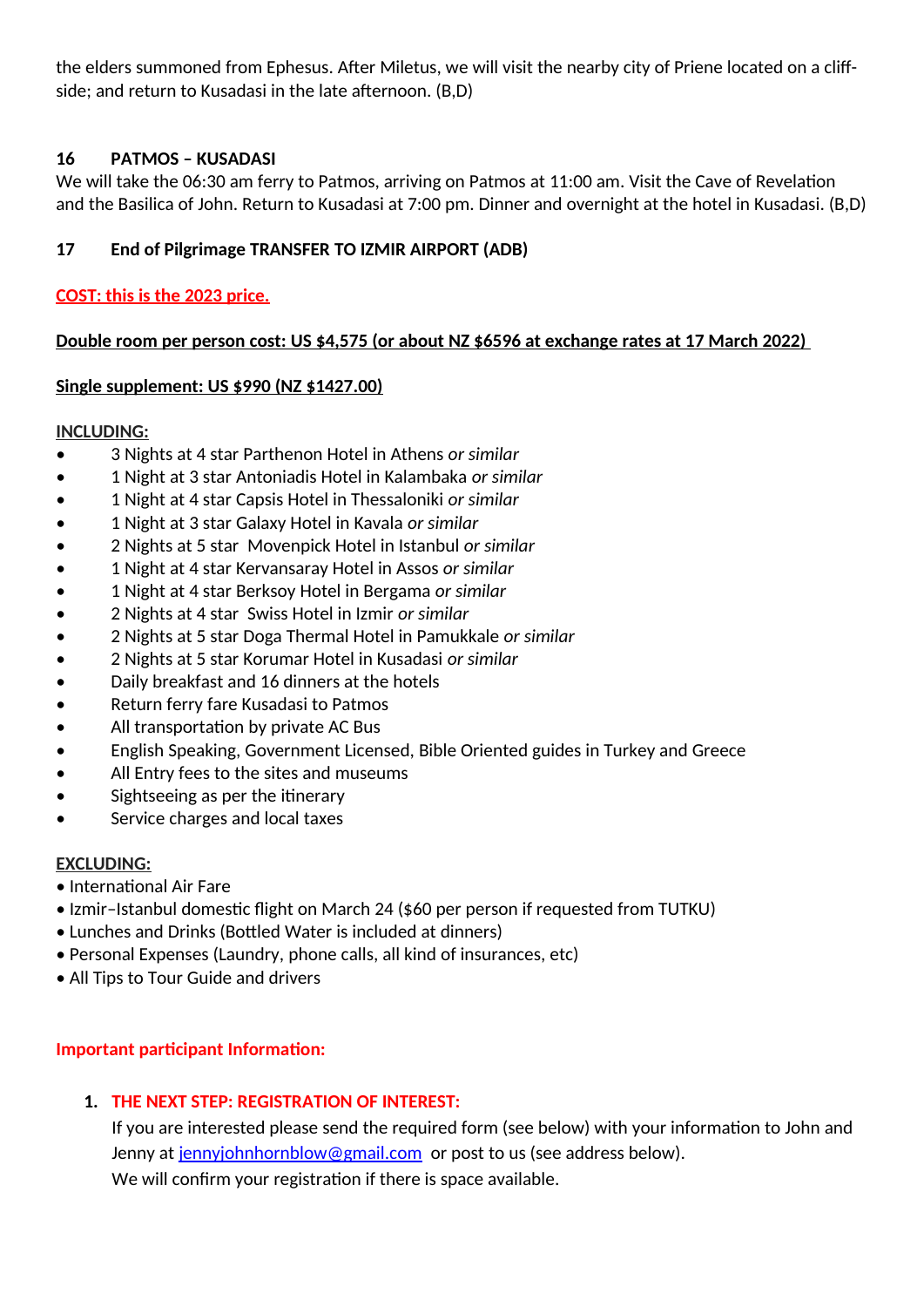the elders summoned from Ephesus. After Miletus, we will visit the nearby city of Priene located on a cliff-side; and return to Kusadasi in the late afternoon. (B,D)

**16 PATMOS – KUSADASI**

We will take the 06:30 am ferry to Patmos, arriving on Patmos at 11:00 am. Visit the Cave of Revelation and the Basilica of John. Return to Kusadasi at 7:00 pm. Dinner and overnight at the hotel in Kusadasi. (B,D)

**17 End of Pilgrimage TRANSFER TO IZMIR AIRPORT (ADB)**

**COST: this is the 2023 price.**

**Double room per person cost: US $4,575 (or about NZ $6596 at exchange rates at 17 March 2022)**

**Single supplement: US $990 (NZ $1427.00)**

**INCLUDING:**

- 3 Nights at 4 star Parthenon Hotel in Athens *or similar*
- 1 Night at 3 star Antoniadis Hotel in Kalambaka *or similar*
- 1 Night at 4 star Capsis Hotel in Thessaloniki *or similar*
- 1 Night at 3 star Galaxy Hotel in Kavala *or similar*
- 2 Nights at 5 star Movenpick Hotel in Istanbul *or similar*
- 1 Night at 4 star Kervansaray Hotel in Assos *or similar*
- 1 Night at 4 star Berksoy Hotel in Bergama *or similar*
- 2 Nights at 4 star Swiss Hotel in Izmir *or similar*
- 2 Nights at 5 star Doga Thermal Hotel in Pamukkale *or similar*
- 2 Nights at 5 star Korumar Hotel in Kusadasi *or similar*
- Daily breakfast and 16 dinners at the hotels
- Return ferry fare Kusadasi to Patmos
- All transportation by private AC Bus
- English Speaking, Government Licensed, Bible Oriented guides in Turkey and Greece
- All Entry fees to the sites and museums
- Sightseeing as per the itinerary
- Service charges and local taxes

**EXCLUDING:**

- International Air Fare
- Izmir–Istanbul domestic flight on March 24 ($60 per person if requested from TUTKU)
- Lunches and Drinks (Bottled Water is included at dinners)
- Personal Expenses (Laundry, phone calls, all kind of insurances, etc)
- All Tips to Tour Guide and drivers

**Important participant Information:**

1. **THE NEXT STEP: REGISTRATION OF INTEREST:**
   If you are interested please send the required form (see below) with your information to John and Jenny at jennyjohnhornblow@gmail.com or post to us (see address below).
   We will confirm your registration if there is space available.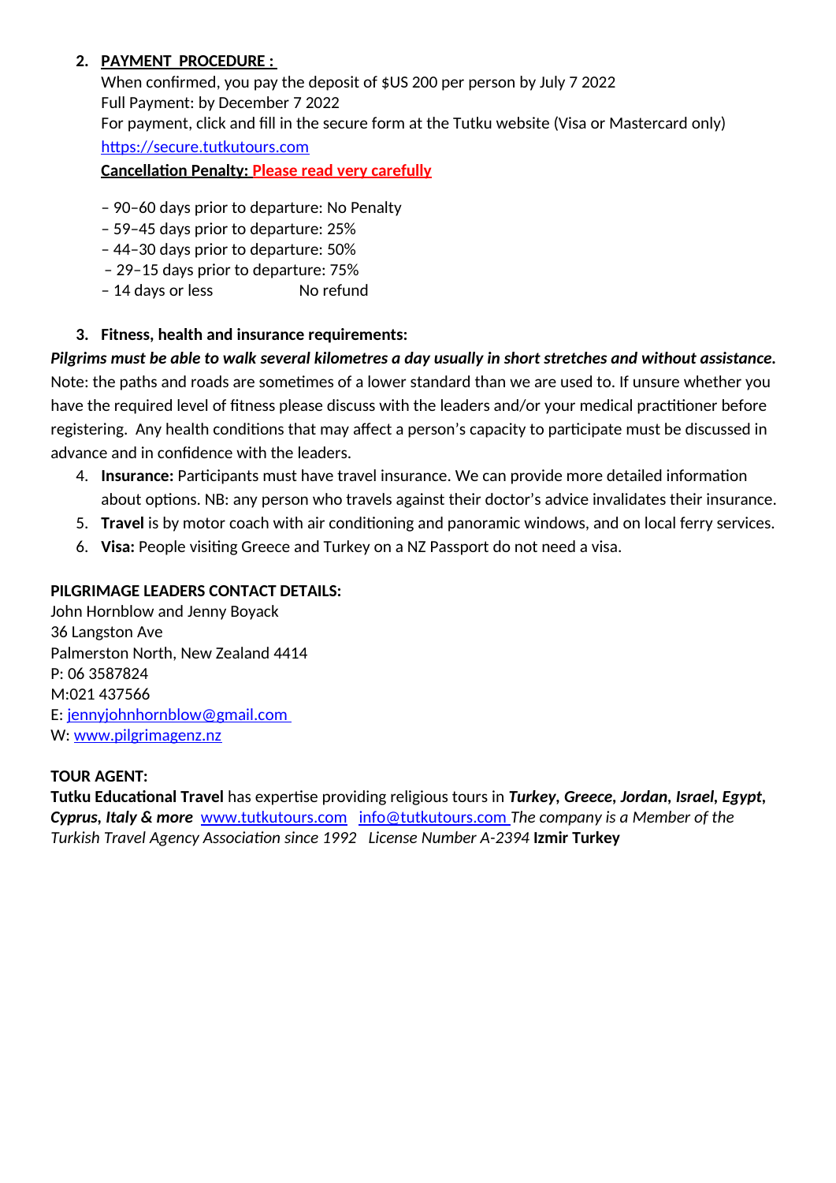2. **PAYMENT PROCEDURE :**

   When confirmed, you pay the deposit of $US 200 per person by July 7 2022

   Full Payment: by December 7 2022

   For payment, click and fill in the secure form at the Tutku website (Visa or Mastercard only)

   https://secure.tutkutours.com

   **Cancellation Penalty: Please read very carefully**

   – 90–60 days prior to departure: No Penalty
   – 59–45 days prior to departure: 25%
   – 44–30 days prior to departure: 50%
   – 29–15 days prior to departure: 75%
   – 14 days or less No refund

3. **Fitness, health and insurance requirements:**

***Pilgrims must be able to walk several kilometres a day usually in short stretches and without assistance.*** Note: the paths and roads are sometimes of a lower standard than we are used to. If unsure whether you have the required level of fitness please discuss with the leaders and/or your medical practitioner before registering. Any health conditions that may affect a person's capacity to participate must be discussed in advance and in confidence with the leaders.

4. **Insurance:** Participants must have travel insurance. We can provide more detailed information about options. NB: any person who travels against their doctor's advice invalidates their insurance.
5. **Travel** is by motor coach with air conditioning and panoramic windows, and on local ferry services.
6. **Visa:** People visiting Greece and Turkey on a NZ Passport do not need a visa.

**PILGRIMAGE LEADERS CONTACT DETAILS:**

John Hornblow and Jenny Boyack
36 Langston Ave
Palmerston North, New Zealand 4414
P: 06 3587824
M:021 437566
E: jennyjohnhornblow@gmail.com
W: www.pilgrimagenz.nz

**TOUR AGENT:**

**Tutku Educational Travel** has expertise providing religious tours in ***Turkey, Greece, Jordan, Israel, Egypt, Cyprus, Italy & more*** www.tutkutours.com info@tutkutours.com *The company is a Member of the Turkish Travel Agency Association since 1992 License Number A-2394* **Izmir Turkey**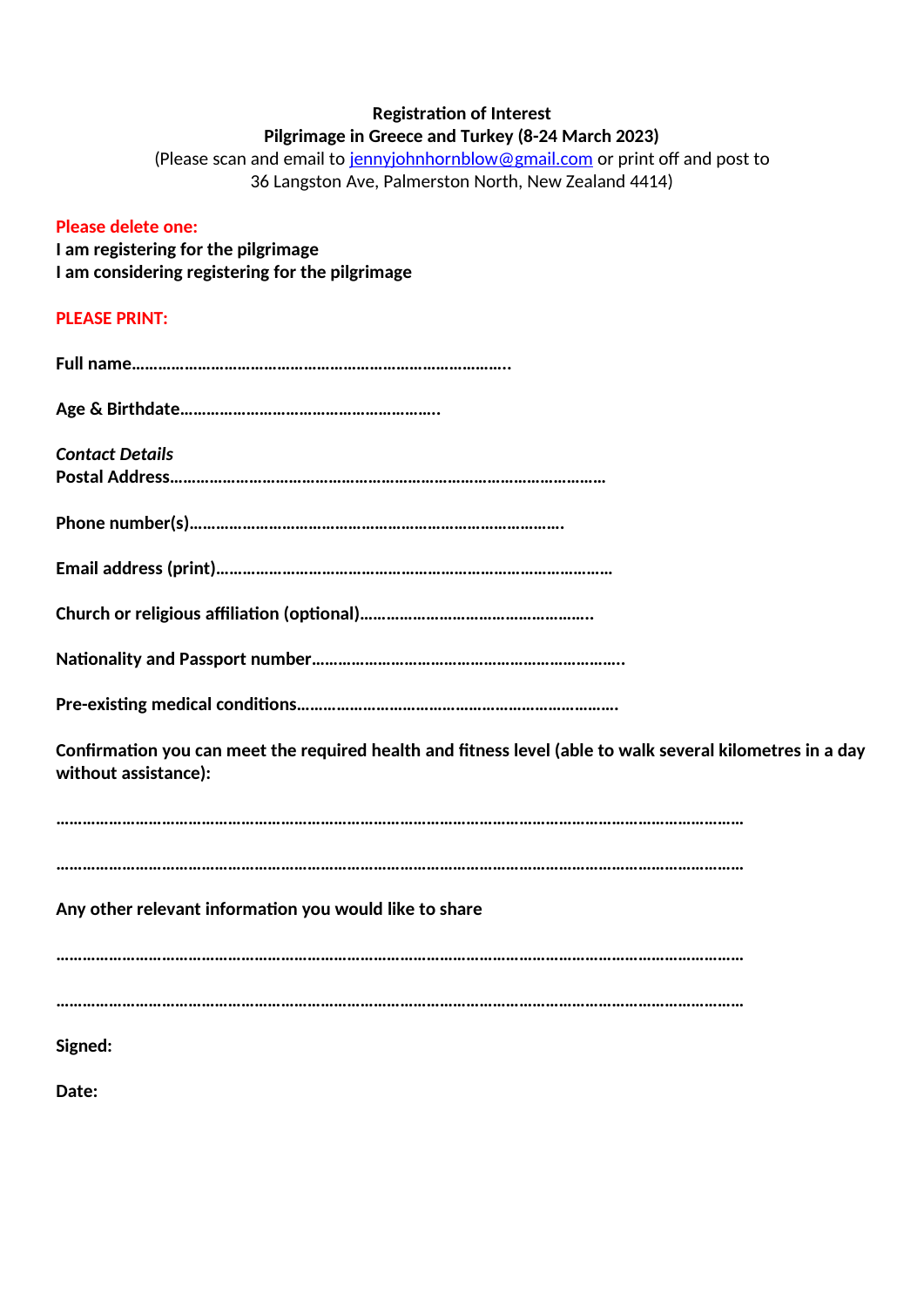**Registration of Interest**
**Pilgrimage in Greece and Turkey (8-24 March 2023)**
(Please scan and email to jennyjohnhornblow@gmail.com or print off and post to
36 Langston Ave, Palmerston North, New Zealand 4414)

**Please delete one:**
**I am registering for the pilgrimage**
**I am considering registering for the pilgrimage**

**PLEASE PRINT:**

**Full name**…………………………………………………………………………..

**Age & Birthdate**………………………………………………….

***Contact Details***
**Postal Address**……………………………………………………………………………………

**Phone number(s)**…………………………………………………………………….

**Email address (print)**……………………………………………………………………………

**Church or religious affiliation (optional)**……………………………………………..

**Nationality and Passport number**……………………………………………………………..

**Pre-existing medical conditions**……………………………………………………………….

**Confirmation you can meet the required health and fitness level (able to walk several kilometres in a day without assistance):**

……………………………………………………………………………………………………………………………

……………………………………………………………………………………………………………………………

**Any other relevant information you would like to share**

……………………………………………………………………………………………………………………………

……………………………………………………………………………………………………………………………

**Signed:**

**Date:**